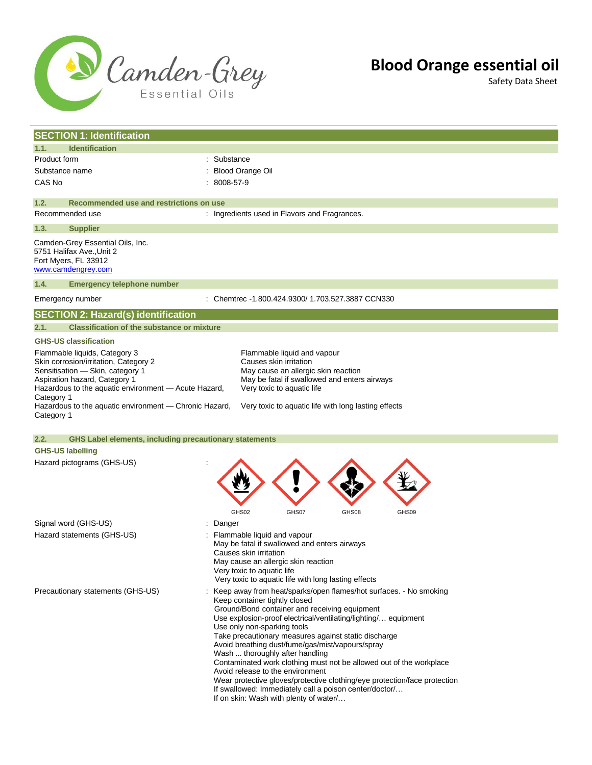# Blood Orange essential oil

Safety Data Sheet

## SECTION 1: Identification

### 1.1. Identification

| | |
|---|---|
| Product form | : Substance |
| Substance name | : Blood Orange Oil |
| CAS No | : 8008-57-9 |

### 1.2. Recommended use and restrictions on use

| | |
|---|---|
| Recommended use | : Ingredients used in Flavors and Fragrances. |

### 1.3. Supplier

Camden-Grey Essential Oils, Inc.
5751 Halifax Ave.,Unit 2
Fort Myers, FL 33912
www.camdengrey.com

### 1.4. Emergency telephone number

| | |
|---|---|
| Emergency number | : Chemtrec -1.800.424.9300/ 1.703.527.3887 CCN330 |

## SECTION 2: Hazard(s) identification

### 2.1. Classification of the substance or mixture

**GHS-US classification**

| | |
|---|---|
| Flammable liquids, Category 3 | Flammable liquid and vapour |
| Skin corrosion/irritation, Category 2 | Causes skin irritation |
| Sensitisation — Skin, category 1 | May cause an allergic skin reaction |
| Aspiration hazard, Category 1 | May be fatal if swallowed and enters airways |
| Hazardous to the aquatic environment — Acute Hazard, Category 1 | Very toxic to aquatic life |
| Hazardous to the aquatic environment — Chronic Hazard, Category 1 | Very toxic to aquatic life with long lasting effects |

### 2.2. GHS Label elements, including precautionary statements

**GHS-US labelling**

Hazard pictograms (GHS-US) :

GHS02 GHS07 GHS08 GHS09

Signal word (GHS-US) : Danger

Hazard statements (GHS-US) :
Flammable liquid and vapour
May be fatal if swallowed and enters airways
Causes skin irritation
May cause an allergic skin reaction
Very toxic to aquatic life
Very toxic to aquatic life with long lasting effects

Precautionary statements (GHS-US) :
Keep away from heat/sparks/open flames/hot surfaces. - No smoking
Keep container tightly closed
Ground/Bond container and receiving equipment
Use explosion-proof electrical/ventilating/lighting/… equipment
Use only non-sparking tools
Take precautionary measures against static discharge
Avoid breathing dust/fume/gas/mist/vapours/spray
Wash ... thoroughly after handling
Contaminated work clothing must not be allowed out of the workplace
Avoid release to the environment
Wear protective gloves/protective clothing/eye protection/face protection
If swallowed: Immediately call a poison center/doctor/…
If on skin: Wash with plenty of water/…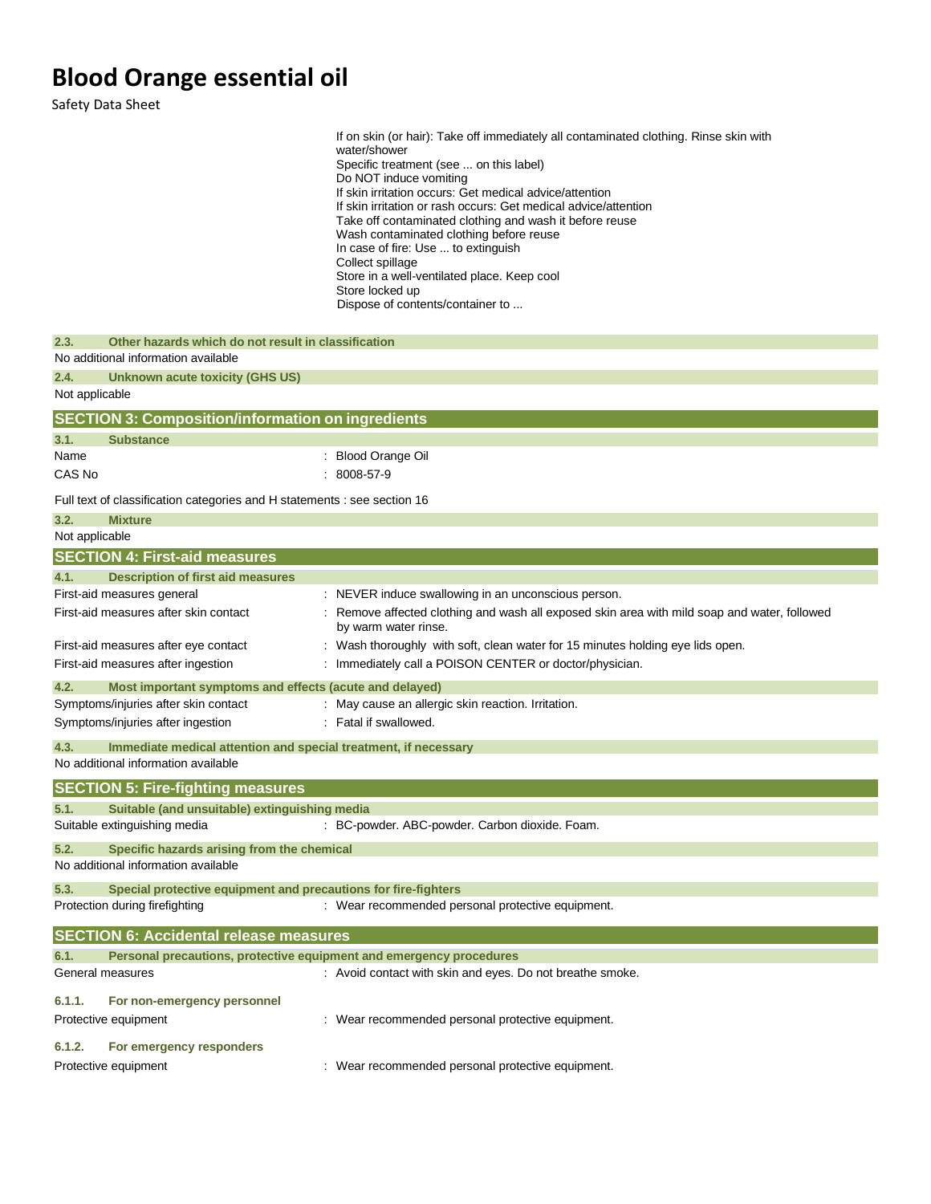If on skin (or hair): Take off immediately all contaminated clothing. Rinse skin with water/shower
Specific treatment (see ... on this label)
Do NOT induce vomiting
If skin irritation occurs: Get medical advice/attention
If skin irritation or rash occurs: Get medical advice/attention
Take off contaminated clothing and wash it before reuse
Wash contaminated clothing before reuse
In case of fire: Use ... to extinguish
Collect spillage
Store in a well-ventilated place. Keep cool
Store locked up
Dispose of contents/container to ...

### 2.3. Other hazards which do not result in classification

No additional information available

### 2.4. Unknown acute toxicity (GHS US)

Not applicable

## SECTION 3: Composition/information on ingredients

### 3.1. Substance

| | |
|---|---|
| Name | : Blood Orange Oil |
| CAS No | : 8008-57-9 |

Full text of classification categories and H statements : see section 16

### 3.2. Mixture

Not applicable

## SECTION 4: First-aid measures

### 4.1. Description of first aid measures

| | |
|---|---|
| First-aid measures general | : NEVER induce swallowing in an unconscious person. |
| First-aid measures after skin contact | : Remove affected clothing and wash all exposed skin area with mild soap and water, followed by warm water rinse. |
| First-aid measures after eye contact | : Wash thoroughly with soft, clean water for 15 minutes holding eye lids open. |
| First-aid measures after ingestion | : Immediately call a POISON CENTER or doctor/physician. |

### 4.2. Most important symptoms and effects (acute and delayed)

| | |
|---|---|
| Symptoms/injuries after skin contact | : May cause an allergic skin reaction. Irritation. |
| Symptoms/injuries after ingestion | : Fatal if swallowed. |

### 4.3. Immediate medical attention and special treatment, if necessary

No additional information available

## SECTION 5: Fire-fighting measures

### 5.1. Suitable (and unsuitable) extinguishing media

| | |
|---|---|
| Suitable extinguishing media | : BC-powder. ABC-powder. Carbon dioxide. Foam. |

### 5.2. Specific hazards arising from the chemical

No additional information available

### 5.3. Special protective equipment and precautions for fire-fighters

| | |
|---|---|
| Protection during firefighting | : Wear recommended personal protective equipment. |

## SECTION 6: Accidental release measures

### 6.1. Personal precautions, protective equipment and emergency procedures

| | |
|---|---|
| General measures | : Avoid contact with skin and eyes. Do not breathe smoke. |

#### 6.1.1. For non-emergency personnel

| | |
|---|---|
| Protective equipment | : Wear recommended personal protective equipment. |

#### 6.1.2. For emergency responders

| | |
|---|---|
| Protective equipment | : Wear recommended personal protective equipment. |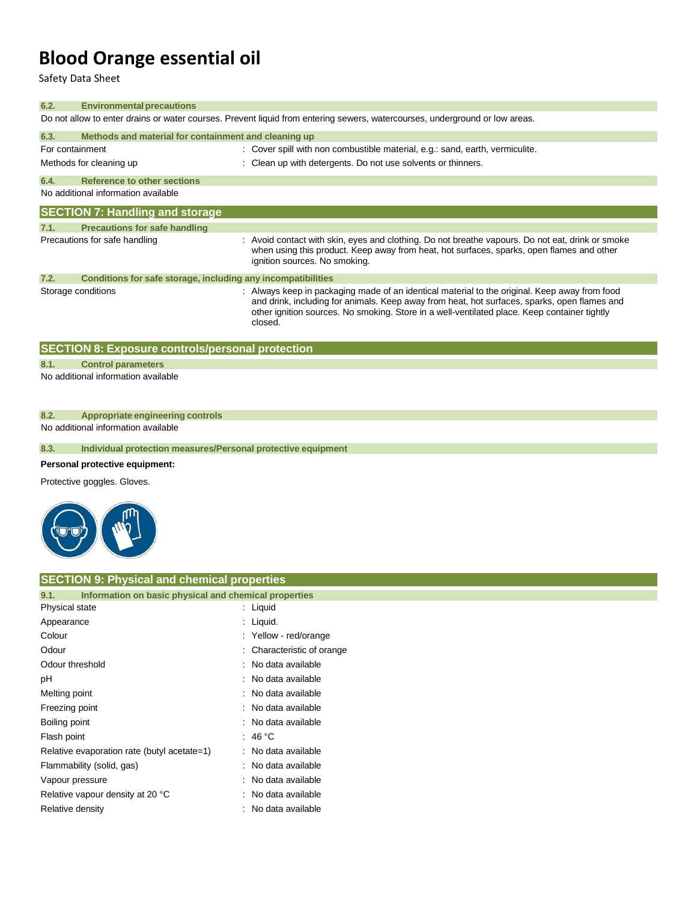# Blood Orange essential oil

Safety Data Sheet

### 6.2. Environmental precautions

Do not allow to enter drains or water courses. Prevent liquid from entering sewers, watercourses, underground or low areas.

### 6.3. Methods and material for containment and cleaning up

| | |
|---|---|
| For containment | : Cover spill with non combustible material, e.g.: sand, earth, vermiculite. |
| Methods for cleaning up | : Clean up with detergents. Do not use solvents or thinners. |

### 6.4. Reference to other sections

No additional information available

## SECTION 7: Handling and storage

### 7.1. Precautions for safe handling

| | |
|---|---|
| Precautions for safe handling | : Avoid contact with skin, eyes and clothing. Do not breathe vapours. Do not eat, drink or smoke when using this product. Keep away from heat, hot surfaces, sparks, open flames and other ignition sources. No smoking. |

### 7.2. Conditions for safe storage, including any incompatibilities

| | |
|---|---|
| Storage conditions | : Always keep in packaging made of an identical material to the original. Keep away from food and drink, including for animals. Keep away from heat, hot surfaces, sparks, open flames and other ignition sources. No smoking. Store in a well-ventilated place. Keep container tightly closed. |

## SECTION 8: Exposure controls/personal protection

### 8.1. Control parameters

No additional information available

### 8.2. Appropriate engineering controls

No additional information available

### 8.3. Individual protection measures/Personal protective equipment

**Personal protective equipment:**

Protective goggles. Gloves.

## SECTION 9: Physical and chemical properties

### 9.1. Information on basic physical and chemical properties

| | |
|---|---|
| Physical state | : Liquid |
| Appearance | : Liquid. |
| Colour | : Yellow - red/orange |
| Odour | : Characteristic of orange |
| Odour threshold | : No data available |
| pH | : No data available |
| Melting point | : No data available |
| Freezing point | : No data available |
| Boiling point | : No data available |
| Flash point | : 46 °C |
| Relative evaporation rate (butyl acetate=1) | : No data available |
| Flammability (solid, gas) | : No data available |
| Vapour pressure | : No data available |
| Relative vapour density at 20 °C | : No data available |
| Relative density | : No data available |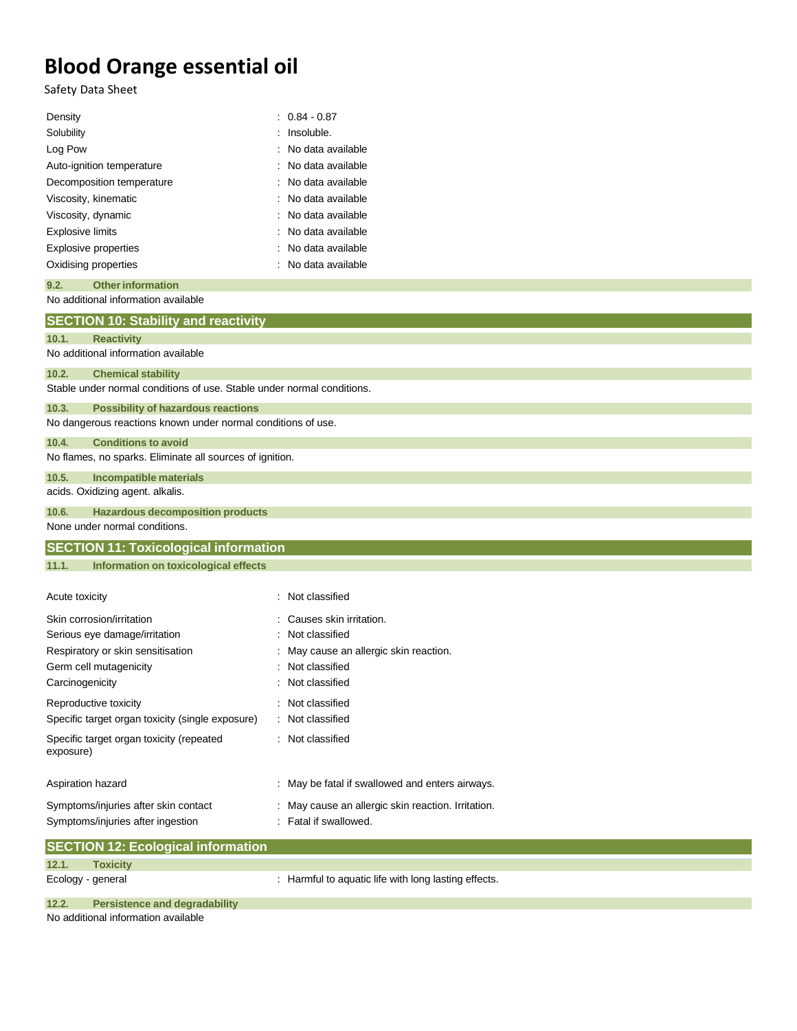| | |
|---|---|
| Density | : 0.84 - 0.87 |
| Solubility | : Insoluble. |
| Log Pow | : No data available |
| Auto-ignition temperature | : No data available |
| Decomposition temperature | : No data available |
| Viscosity, kinematic | : No data available |
| Viscosity, dynamic | : No data available |
| Explosive limits | : No data available |
| Explosive properties | : No data available |
| Oxidising properties | : No data available |

### 9.2. Other information

No additional information available

## SECTION 10: Stability and reactivity

### 10.1. Reactivity

No additional information available

### 10.2. Chemical stability

Stable under normal conditions of use. Stable under normal conditions.

### 10.3. Possibility of hazardous reactions

No dangerous reactions known under normal conditions of use.

### 10.4. Conditions to avoid

No flames, no sparks. Eliminate all sources of ignition.

### 10.5. Incompatible materials

acids. Oxidizing agent. alkalis.

### 10.6. Hazardous decomposition products

None under normal conditions.

## SECTION 11: Toxicological information

### 11.1. Information on toxicological effects

| | |
|---|---|
| Acute toxicity | : Not classified |
| Skin corrosion/irritation | : Causes skin irritation. |
| Serious eye damage/irritation | : Not classified |
| Respiratory or skin sensitisation | : May cause an allergic skin reaction. |
| Germ cell mutagenicity | : Not classified |
| Carcinogenicity | : Not classified |
| Reproductive toxicity | : Not classified |
| Specific target organ toxicity (single exposure) | : Not classified |
| Specific target organ toxicity (repeated exposure) | : Not classified |
| Aspiration hazard | : May be fatal if swallowed and enters airways. |
| Symptoms/injuries after skin contact | : May cause an allergic skin reaction. Irritation. |
| Symptoms/injuries after ingestion | : Fatal if swallowed. |

## SECTION 12: Ecological information

### 12.1. Toxicity

| | |
|---|---|
| Ecology - general | : Harmful to aquatic life with long lasting effects. |

### 12.2. Persistence and degradability

No additional information available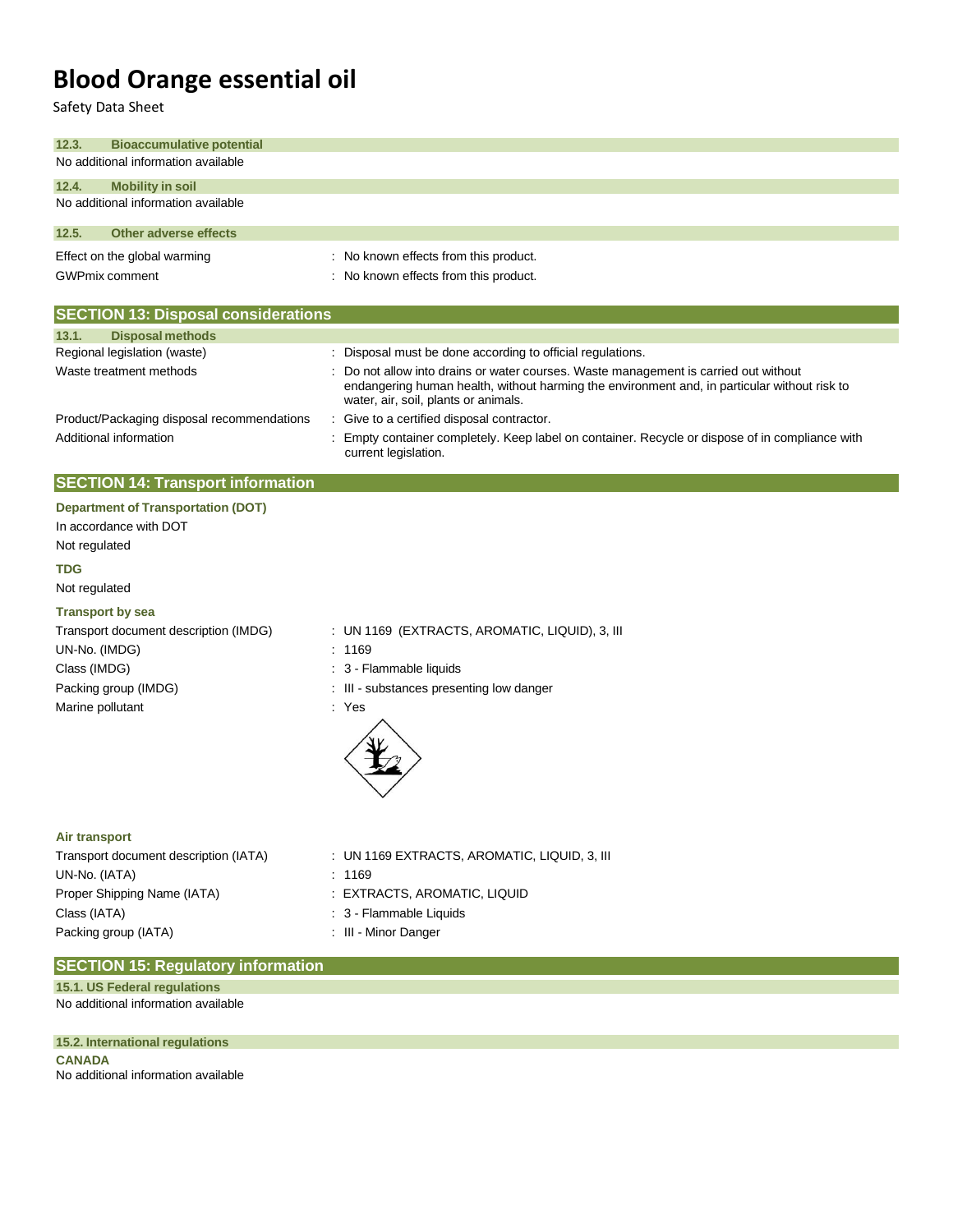### 12.3. Bioaccumulative potential

No additional information available

### 12.4. Mobility in soil

No additional information available

### 12.5. Other adverse effects

| | |
|---|---|
| Effect on the global warming | : No known effects from this product. |
| GWPmix comment | : No known effects from this product. |

## SECTION 13: Disposal considerations

### 13.1. Disposal methods

| | |
|---|---|
| Regional legislation (waste) | : Disposal must be done according to official regulations. |
| Waste treatment methods | : Do not allow into drains or water courses. Waste management is carried out without endangering human health, without harming the environment and, in particular without risk to water, air, soil, plants or animals. |
| Product/Packaging disposal recommendations | : Give to a certified disposal contractor. |
| Additional information | : Empty container completely. Keep label on container. Recycle or dispose of in compliance with current legislation. |

## SECTION 14: Transport information

**Department of Transportation (DOT)**

In accordance with DOT

Not regulated

**TDG**

Not regulated

**Transport by sea**

| | |
|---|---|
| Transport document description (IMDG) | : UN 1169 (EXTRACTS, AROMATIC, LIQUID), 3, III |
| UN-No. (IMDG) | : 1169 |
| Class (IMDG) | : 3 - Flammable liquids |
| Packing group (IMDG) | : III - substances presenting low danger |
| Marine pollutant | : Yes |

**Air transport**

| | |
|---|---|
| Transport document description (IATA) | : UN 1169 EXTRACTS, AROMATIC, LIQUID, 3, III |
| UN-No. (IATA) | : 1169 |
| Proper Shipping Name (IATA) | : EXTRACTS, AROMATIC, LIQUID |
| Class (IATA) | : 3 - Flammable Liquids |
| Packing group (IATA) | : III - Minor Danger |

## SECTION 15: Regulatory information

### 15.1. US Federal regulations

No additional information available

### 15.2. International regulations

**CANADA**

No additional information available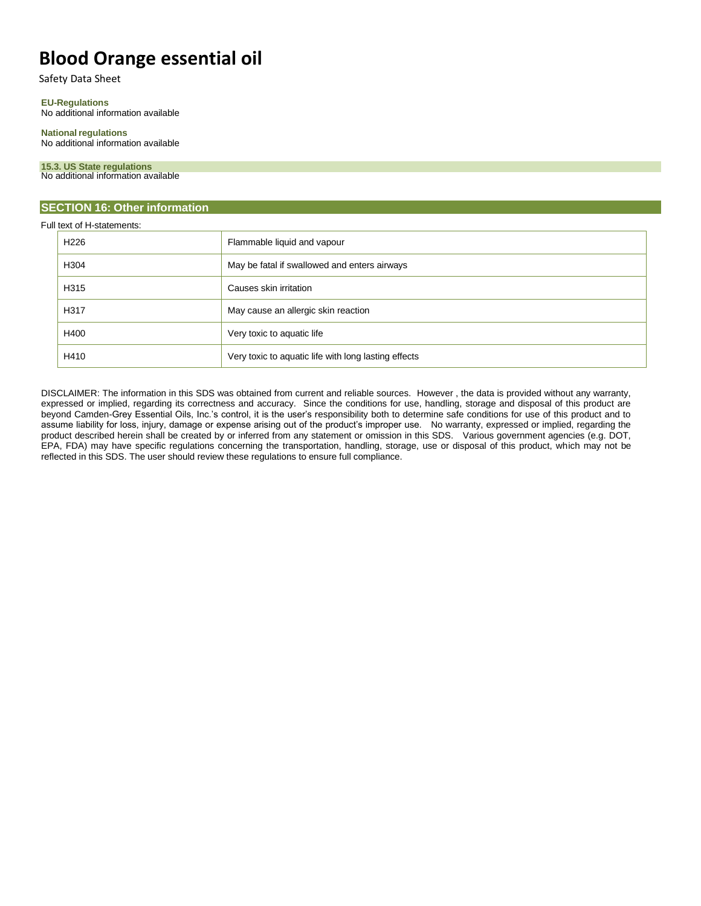# Blood Orange essential oil

Safety Data Sheet

**EU-Regulations**

No additional information available

**National regulations**

No additional information available

### 15.3. US State regulations

No additional information available

## SECTION 16: Other information

Full text of H-statements:

| | |
|---|---|
| H226 | Flammable liquid and vapour |
| H304 | May be fatal if swallowed and enters airways |
| H315 | Causes skin irritation |
| H317 | May cause an allergic skin reaction |
| H400 | Very toxic to aquatic life |
| H410 | Very toxic to aquatic life with long lasting effects |

DISCLAIMER: The information in this SDS was obtained from current and reliable sources. However , the data is provided without any warranty, expressed or implied, regarding its correctness and accuracy. Since the conditions for use, handling, storage and disposal of this product are beyond Camden-Grey Essential Oils, Inc.'s control, it is the user's responsibility both to determine safe conditions for use of this product and to assume liability for loss, injury, damage or expense arising out of the product's improper use. No warranty, expressed or implied, regarding the product described herein shall be created by or inferred from any statement or omission in this SDS. Various government agencies (e.g. DOT, EPA, FDA) may have specific regulations concerning the transportation, handling, storage, use or disposal of this product, which may not be reflected in this SDS. The user should review these regulations to ensure full compliance.